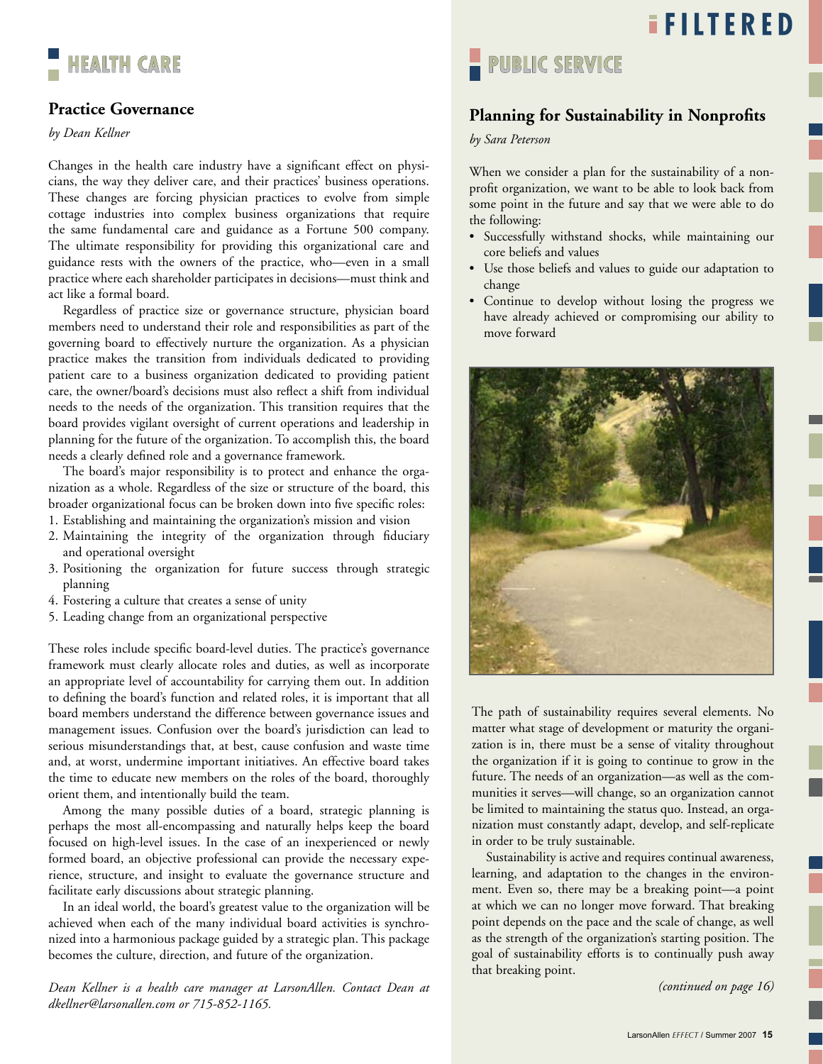# HEALTH CARE

## Practice Governance

*by Dean Kellner*

Changes in the health care industry have a significant effect on physicians, the way they deliver care, and their practices' business operations. These changes are forcing physician practices to evolve from simple cottage industries into complex business organizations that require the same fundamental care and guidance as a Fortune 500 company. The ultimate responsibility for providing this organizational care and guidance rests with the owners of the practice, who—even in a small practice where each shareholder participates in decisions—must think and act like a formal board.

Regardless of practice size or governance structure, physician board members need to understand their role and responsibilities as part of the governing board to effectively nurture the organization. As a physician practice makes the transition from individuals dedicated to providing patient care to a business organization dedicated to providing patient care, the owner/board's decisions must also reflect a shift from individual needs to the needs of the organization. This transition requires that the board provides vigilant oversight of current operations and leadership in planning for the future of the organization. To accomplish this, the board needs a clearly defined role and a governance framework.

The board's major responsibility is to protect and enhance the organization as a whole. Regardless of the size or structure of the board, this broader organizational focus can be broken down into five specific roles:

1. Establishing and maintaining the organization's mission and vision
2. Maintaining the integrity of the organization through fiduciary and operational oversight
3. Positioning the organization for future success through strategic planning
4. Fostering a culture that creates a sense of unity
5. Leading change from an organizational perspective

These roles include specific board-level duties. The practice's governance framework must clearly allocate roles and duties, as well as incorporate an appropriate level of accountability for carrying them out. In addition to defining the board's function and related roles, it is important that all board members understand the difference between governance issues and management issues. Confusion over the board's jurisdiction can lead to serious misunderstandings that, at best, cause confusion and waste time and, at worst, undermine important initiatives. An effective board takes the time to educate new members on the roles of the board, thoroughly orient them, and intentionally build the team.

Among the many possible duties of a board, strategic planning is perhaps the most all-encompassing and naturally helps keep the board focused on high-level issues. In the case of an inexperienced or newly formed board, an objective professional can provide the necessary experience, structure, and insight to evaluate the governance structure and facilitate early discussions about strategic planning.

In an ideal world, the board's greatest value to the organization will be achieved when each of the many individual board activities is synchronized into a harmonious package guided by a strategic plan. This package becomes the culture, direction, and future of the organization.

*Dean Kellner is a health care manager at LarsonAllen. Contact Dean at dkellner@larsonallen.com or 715-852-1165.*

# PUBLIC SERVICE

## Planning for Sustainability in Nonprofits

*by Sara Peterson*

When we consider a plan for the sustainability of a nonprofit organization, we want to be able to look back from some point in the future and say that we were able to do the following:

- Successfully withstand shocks, while maintaining our core beliefs and values
- Use those beliefs and values to guide our adaptation to change
- Continue to develop without losing the progress we have already achieved or compromising our ability to move forward

The path of sustainability requires several elements. No matter what stage of development or maturity the organization is in, there must be a sense of vitality throughout the organization if it is going to continue to grow in the future. The needs of an organization—as well as the communities it serves—will change, so an organization cannot be limited to maintaining the status quo. Instead, an organization must constantly adapt, develop, and self-replicate in order to be truly sustainable.

Sustainability is active and requires continual awareness, learning, and adaptation to the changes in the environment. Even so, there may be a breaking point—a point at which we can no longer move forward. That breaking point depends on the pace and the scale of change, as well as the strength of the organization's starting position. The goal of sustainability efforts is to continually push away that breaking point.

*(continued on page 16)*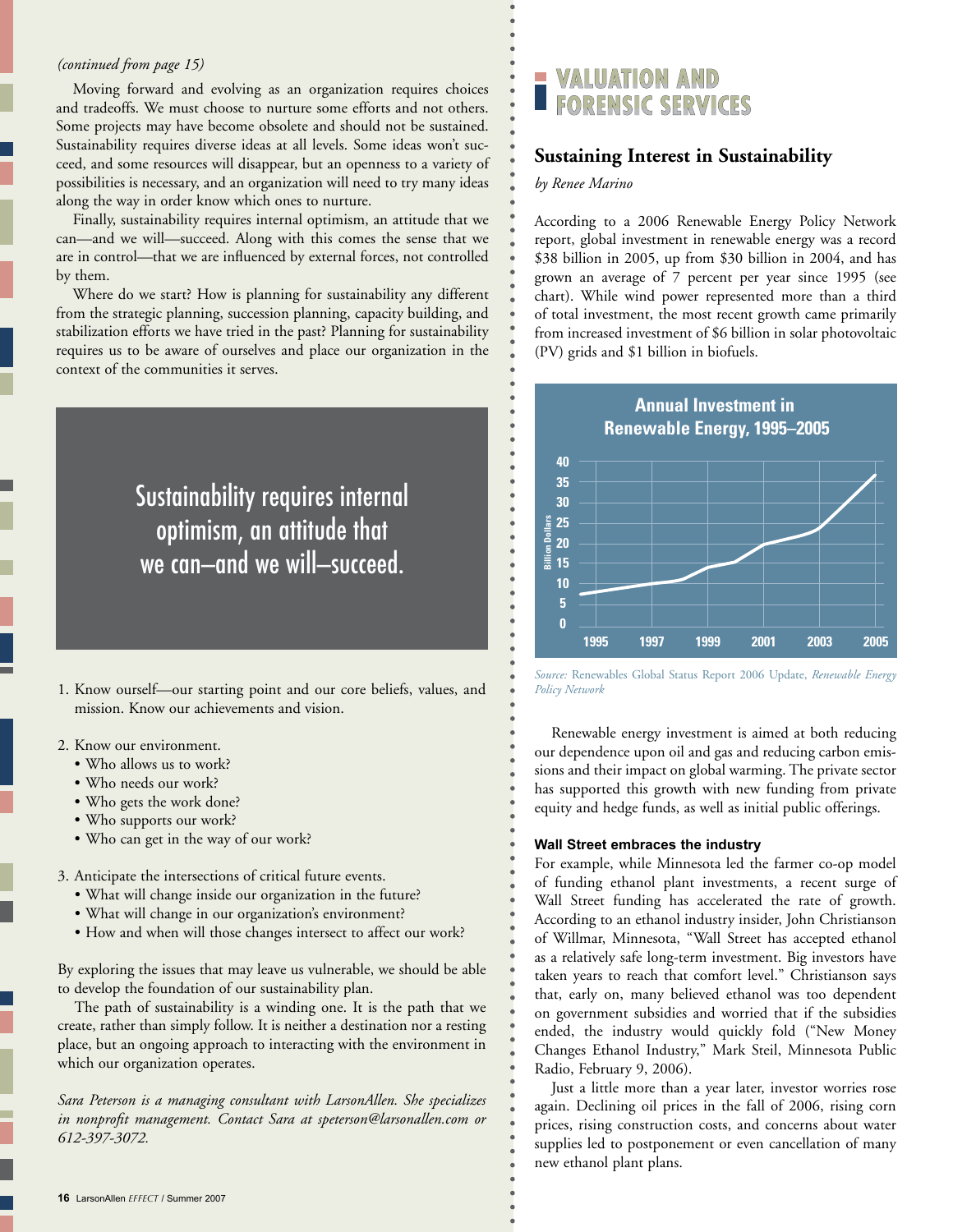*(continued from page 15)*

Moving forward and evolving as an organization requires choices and tradeoffs. We must choose to nurture some efforts and not others. Some projects may have become obsolete and should not be sustained. Sustainability requires diverse ideas at all levels. Some ideas won't succeed, and some resources will disappear, but an openness to a variety of possibilities is necessary, and an organization will need to try many ideas along the way in order know which ones to nurture.

Finally, sustainability requires internal optimism, an attitude that we can—and we will—succeed. Along with this comes the sense that we are in control—that we are influenced by external forces, not controlled by them.

Where do we start? How is planning for sustainability any different from the strategic planning, succession planning, capacity building, and stabilization efforts we have tried in the past? Planning for sustainability requires us to be aware of ourselves and place our organization in the context of the communities it serves.

> Sustainability requires internal optimism, an attitude that we can–and we will–succeed.

1. Know ourself—our starting point and our core beliefs, values, and mission. Know our achievements and vision.
2. Know our environment.
   - Who allows us to work?
   - Who needs our work?
   - Who gets the work done?
   - Who supports our work?
   - Who can get in the way of our work?
3. Anticipate the intersections of critical future events.
   - What will change inside our organization in the future?
   - What will change in our organization's environment?
   - How and when will those changes intersect to affect our work?

By exploring the issues that may leave us vulnerable, we should be able to develop the foundation of our sustainability plan.

The path of sustainability is a winding one. It is the path that we create, rather than simply follow. It is neither a destination nor a resting place, but an ongoing approach to interacting with the environment in which our organization operates.

*Sara Peterson is a managing consultant with LarsonAllen. She specializes in nonprofit management. Contact Sara at speterson@larsonallen.com or 612-397-3072.*

# VALUATION AND FORENSIC SERVICES

## Sustaining Interest in Sustainability

*by Renee Marino*

According to a 2006 Renewable Energy Policy Network report, global investment in renewable energy was a record $38 billion in 2005, up from $30 billion in 2004, and has grown an average of 7 percent per year since 1995 (see chart). While wind power represented more than a third of total investment, the most recent growth came primarily from increased investment of $6 billion in solar photovoltaic (PV) grids and $1 billion in biofuels.

Annual Investment in Renewable Energy, 1995–2005

Billion Dollars

0
5
10
15
20
25
30
35
40

1995
1997
1999
2001
2003
2005

*Source:* Renewables Global Status Report 2006 Update, *Renewable Energy Policy Network*

Renewable energy investment is aimed at both reducing our dependence upon oil and gas and reducing carbon emissions and their impact on global warming. The private sector has supported this growth with new funding from private equity and hedge funds, as well as initial public offerings.

### Wall Street embraces the industry

For example, while Minnesota led the farmer co-op model of funding ethanol plant investments, a recent surge of Wall Street funding has accelerated the rate of growth. According to an ethanol industry insider, John Christianson of Willmar, Minnesota, "Wall Street has accepted ethanol as a relatively safe long-term investment. Big investors have taken years to reach that comfort level." Christianson says that, early on, many believed ethanol was too dependent on government subsidies and worried that if the subsidies ended, the industry would quickly fold ("New Money Changes Ethanol Industry," Mark Steil, Minnesota Public Radio, February 9, 2006).

Just a little more than a year later, investor worries rose again. Declining oil prices in the fall of 2006, rising corn prices, rising construction costs, and concerns about water supplies led to postponement or even cancellation of many new ethanol plant plans.